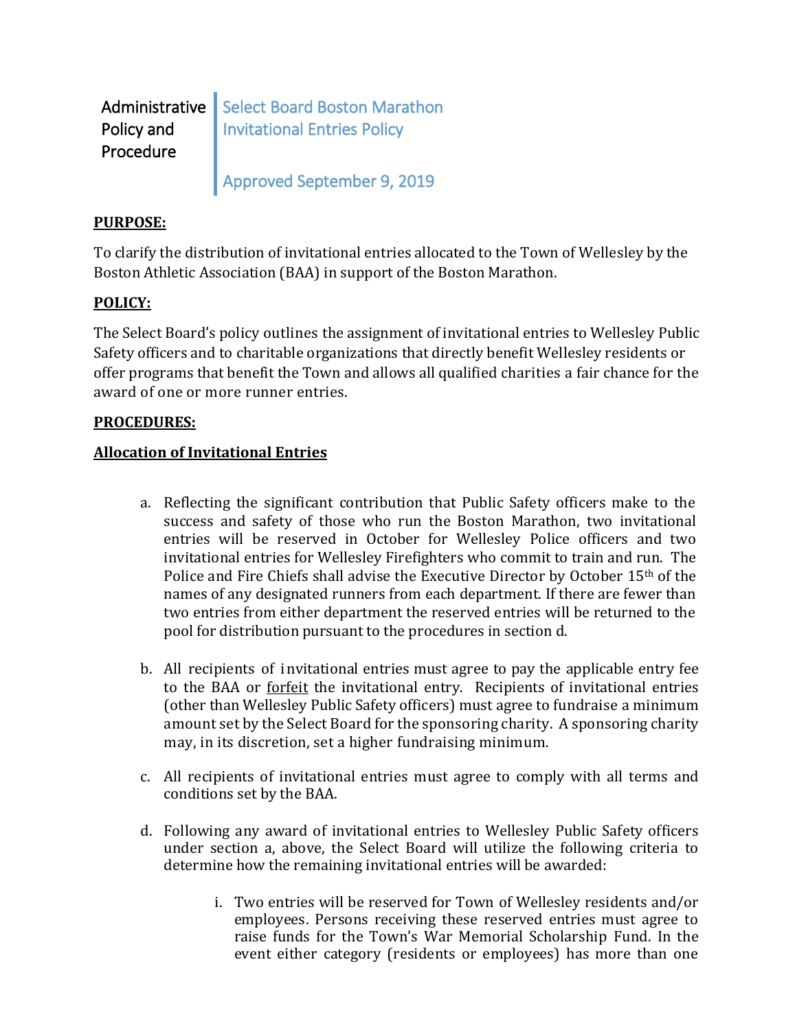Administrative Policy and Procedure

# Select Board Boston Marathon Invitational Entries Policy

Approved September 9, 2019

**PURPOSE:**

To clarify the distribution of invitational entries allocated to the Town of Wellesley by the Boston Athletic Association (BAA) in support of the Boston Marathon.

**POLICY:**

The Select Board's policy outlines the assignment of invitational entries to Wellesley Public Safety officers and to charitable organizations that directly benefit Wellesley residents or offer programs that benefit the Town and allows all qualified charities a fair chance for the award of one or more runner entries.

**PROCEDURES:**

**Allocation of Invitational Entries**

a. Reflecting the significant contribution that Public Safety officers make to the success and safety of those who run the Boston Marathon, two invitational entries will be reserved in October for Wellesley Police officers and two invitational entries for Wellesley Firefighters who commit to train and run. The Police and Fire Chiefs shall advise the Executive Director by October 15th of the names of any designated runners from each department. If there are fewer than two entries from either department the reserved entries will be returned to the pool for distribution pursuant to the procedures in section d.

b. All recipients of invitational entries must agree to pay the applicable entry fee to the BAA or forfeit the invitational entry. Recipients of invitational entries (other than Wellesley Public Safety officers) must agree to fundraise a minimum amount set by the Select Board for the sponsoring charity. A sponsoring charity may, in its discretion, set a higher fundraising minimum.

c. All recipients of invitational entries must agree to comply with all terms and conditions set by the BAA.

d. Following any award of invitational entries to Wellesley Public Safety officers under section a, above, the Select Board will utilize the following criteria to determine how the remaining invitational entries will be awarded:

   i. Two entries will be reserved for Town of Wellesley residents and/or employees. Persons receiving these reserved entries must agree to raise funds for the Town's War Memorial Scholarship Fund. In the event either category (residents or employees) has more than one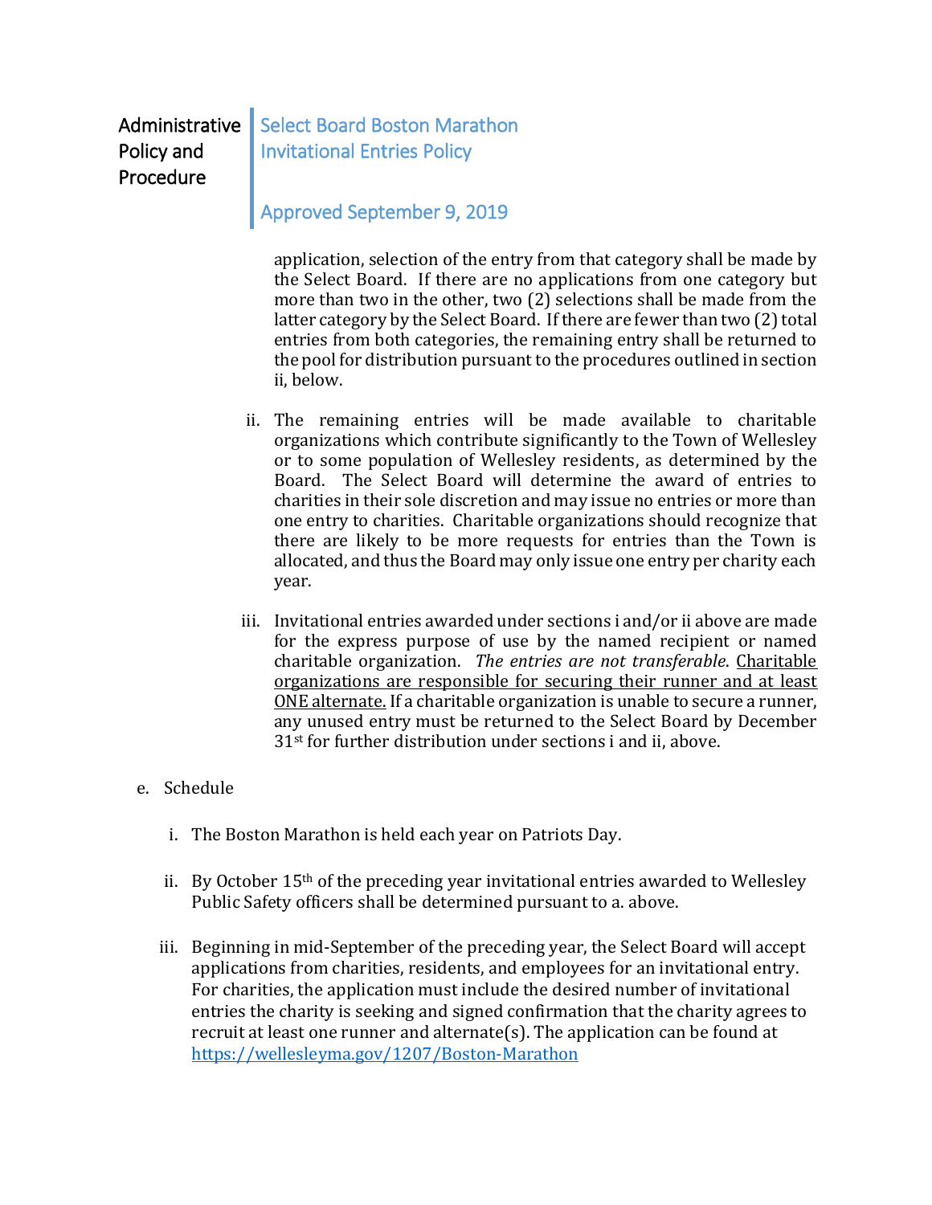application, selection of the entry from that category shall be made by the Select Board. If there are no applications from one category but more than two in the other, two (2) selections shall be made from the latter category by the Select Board. If there are fewer than two (2) total entries from both categories, the remaining entry shall be returned to the pool for distribution pursuant to the procedures outlined in section ii, below.

ii. The remaining entries will be made available to charitable organizations which contribute significantly to the Town of Wellesley or to some population of Wellesley residents, as determined by the Board. The Select Board will determine the award of entries to charities in their sole discretion and may issue no entries or more than one entry to charities. Charitable organizations should recognize that there are likely to be more requests for entries than the Town is allocated, and thus the Board may only issue one entry per charity each year.

iii. Invitational entries awarded under sections i and/or ii above are made for the express purpose of use by the named recipient or named charitable organization. *The entries are not transferable*. <u>Charitable organizations are responsible for securing their runner and at least ONE alternate.</u> If a charitable organization is unable to secure a runner, any unused entry must be returned to the Select Board by December 31st for further distribution under sections i and ii, above.

e. Schedule

i. The Boston Marathon is held each year on Patriots Day.

ii. By October 15th of the preceding year invitational entries awarded to Wellesley Public Safety officers shall be determined pursuant to a. above.

iii. Beginning in mid-September of the preceding year, the Select Board will accept applications from charities, residents, and employees for an invitational entry. For charities, the application must include the desired number of invitational entries the charity is seeking and signed confirmation that the charity agrees to recruit at least one runner and alternate(s). The application can be found at [https://wellesleyma.gov/1207/Boston-Marathon](https://wellesleyma.gov/1207/Boston-Marathon)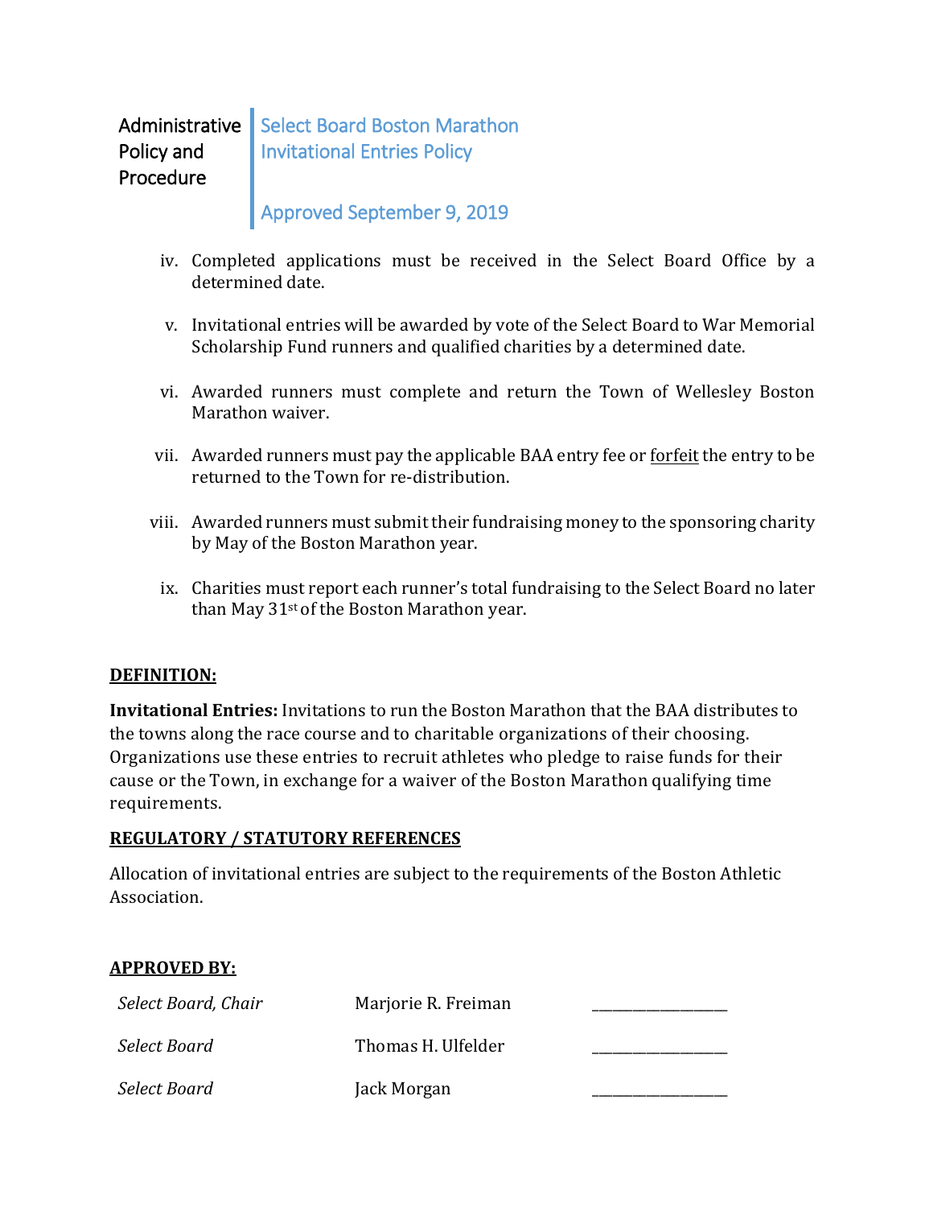iv. Completed applications must be received in the Select Board Office by a determined date.

v. Invitational entries will be awarded by vote of the Select Board to War Memorial Scholarship Fund runners and qualified charities by a determined date.

vi. Awarded runners must complete and return the Town of Wellesley Boston Marathon waiver.

vii. Awarded runners must pay the applicable BAA entry fee or <u>forfeit</u> the entry to be returned to the Town for re-distribution.

viii. Awarded runners must submit their fundraising money to the sponsoring charity by May of the Boston Marathon year.

ix. Charities must report each runner's total fundraising to the Select Board no later than May 31st of the Boston Marathon year.

## DEFINITION:

**Invitational Entries:** Invitations to run the Boston Marathon that the BAA distributes to the towns along the race course and to charitable organizations of their choosing. Organizations use these entries to recruit athletes who pledge to raise funds for their cause or the Town, in exchange for a waiver of the Boston Marathon qualifying time requirements.

## REGULATORY / STATUTORY REFERENCES

Allocation of invitational entries are subject to the requirements of the Boston Athletic Association.

## APPROVED BY:

| | | |
|---|---|---|
| *Select Board, Chair* | Marjorie R. Freiman | ___________________ |
| *Select Board* | Thomas H. Ulfelder | ___________________ |
| *Select Board* | Jack Morgan | ___________________ |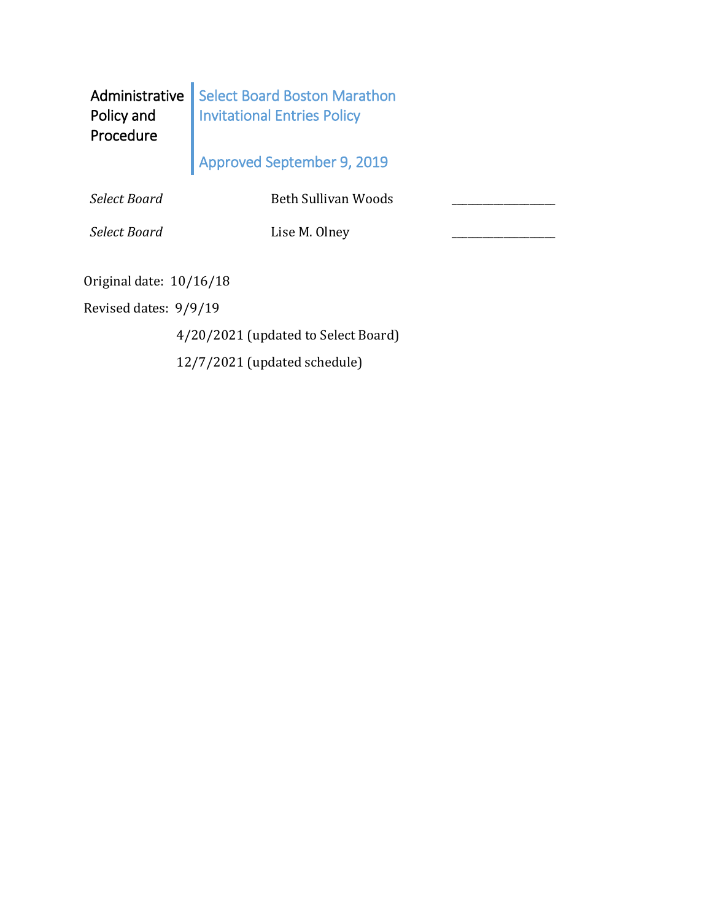Administrative Policy and Procedure

Select Board Boston Marathon Invitational Entries Policy

Approved September 9, 2019

| | | |
|---|---|---|
| *Select Board* | Beth Sullivan Woods | ________________ |
| *Select Board* | Lise M. Olney | ________________ |

Original date: 10/16/18

Revised dates: 9/9/19

4/20/2021 (updated to Select Board)

12/7/2021 (updated schedule)